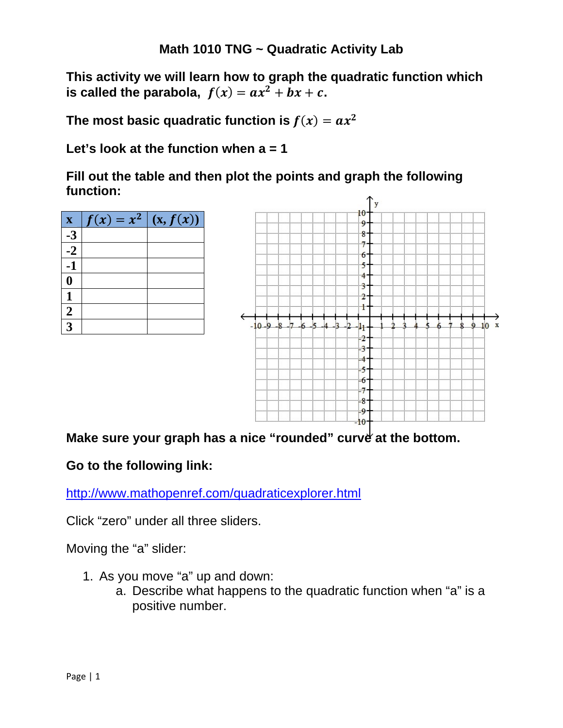# Math 1010 TNG ~ Quadratic Activity Lab

**This activity we will learn how to graph the quadratic function which is called the parabola, $f(x) = ax^2 + bx + c$.**

**The most basic quadratic function is $f(x) = ax^2$**

**Let's look at the function when a = 1**

**Fill out the table and then plot the points and graph the following function:**

| x | $f(x) = x^2$ | $(x, f(x))$ |
|---|---|---|
| -3 | | |
| -2 | | |
| -1 | | |
| 0 | | |
| 1 | | |
| 2 | | |
| 3 | | |

**Make sure your graph has a nice "rounded" curve at the bottom.**

**Go to the following link:**

http://www.mathopenref.com/quadraticexplorer.html

Click "zero" under all three sliders.

Moving the "a" slider:

1. As you move "a" up and down:
   a. Describe what happens to the quadratic function when "a" is a positive number.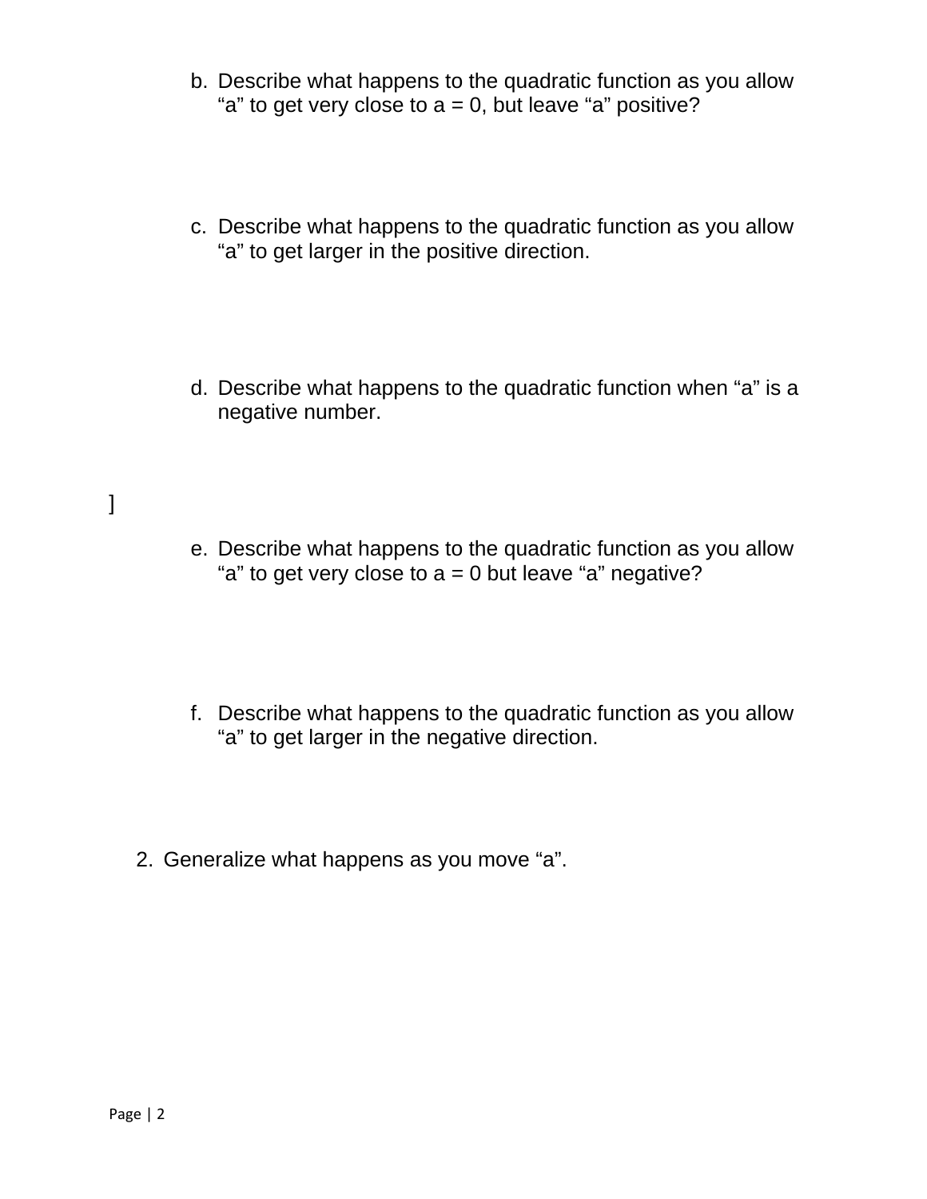b. Describe what happens to the quadratic function as you allow "a" to get very close to a = 0, but leave "a" positive?

c. Describe what happens to the quadratic function as you allow "a" to get larger in the positive direction.

d. Describe what happens to the quadratic function when "a" is a negative number.

]

e. Describe what happens to the quadratic function as you allow "a" to get very close to a = 0 but leave "a" negative?

f. Describe what happens to the quadratic function as you allow "a" to get larger in the negative direction.

2. Generalize what happens as you move "a".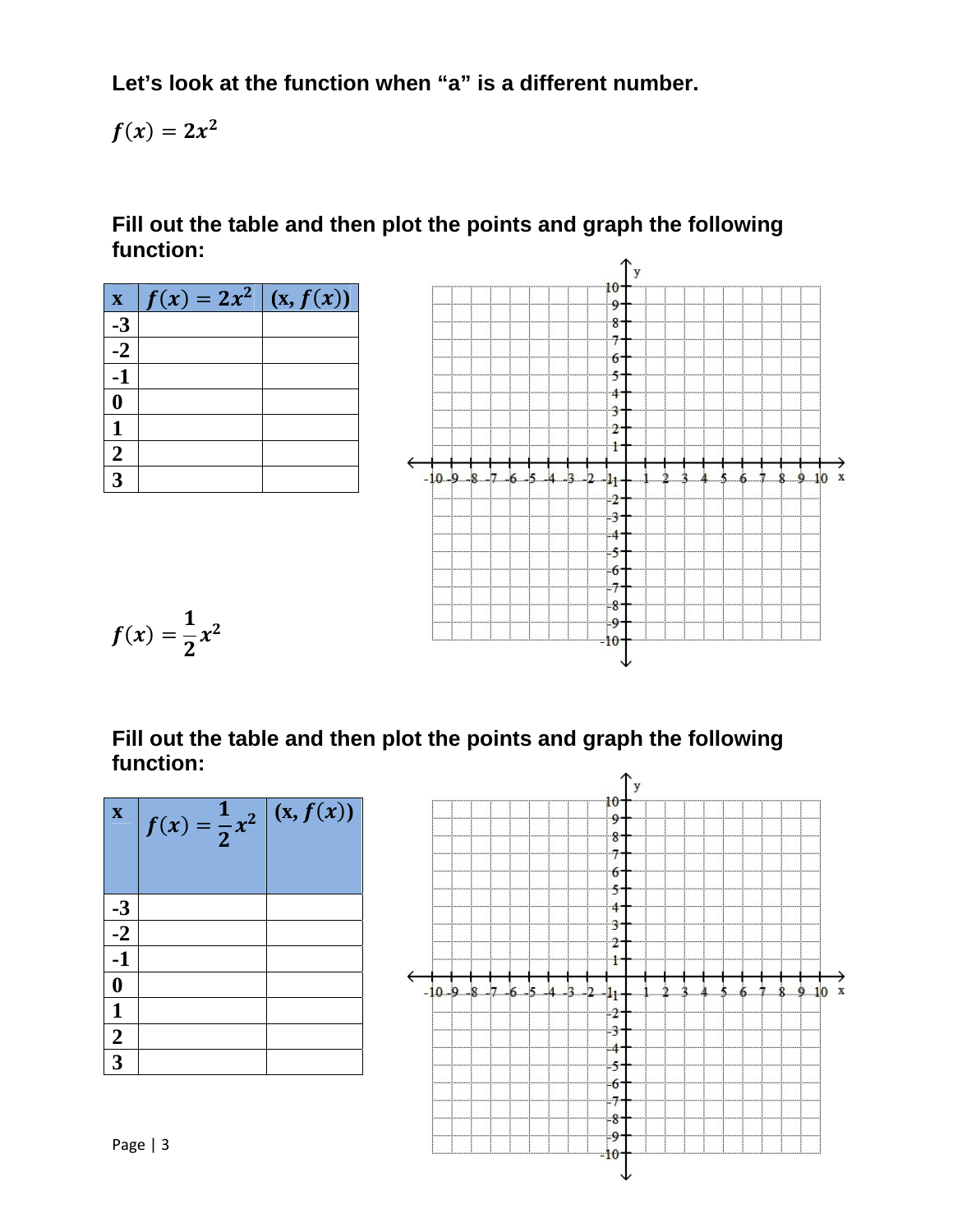**Let's look at the function when "a" is a different number.**

$f(x) = 2x^2$

**Fill out the table and then plot the points and graph the following function:**

| x | $f(x) = 2x^2$ | $(x, f(x))$ |
|---|---|---|
| -3 | | |
| -2 | | |
| -1 | | |
| 0 | | |
| 1 | | |
| 2 | | |
| 3 | | |

$f(x) = \frac{1}{2}x^2$

**Fill out the table and then plot the points and graph the following function:**

| x | $f(x) = \frac{1}{2}x^2$ | $(x, f(x))$ |
|---|---|---|
| -3 | | |
| -2 | | |
| -1 | | |
| 0 | | |
| 1 | | |
| 2 | | |
| 3 | | |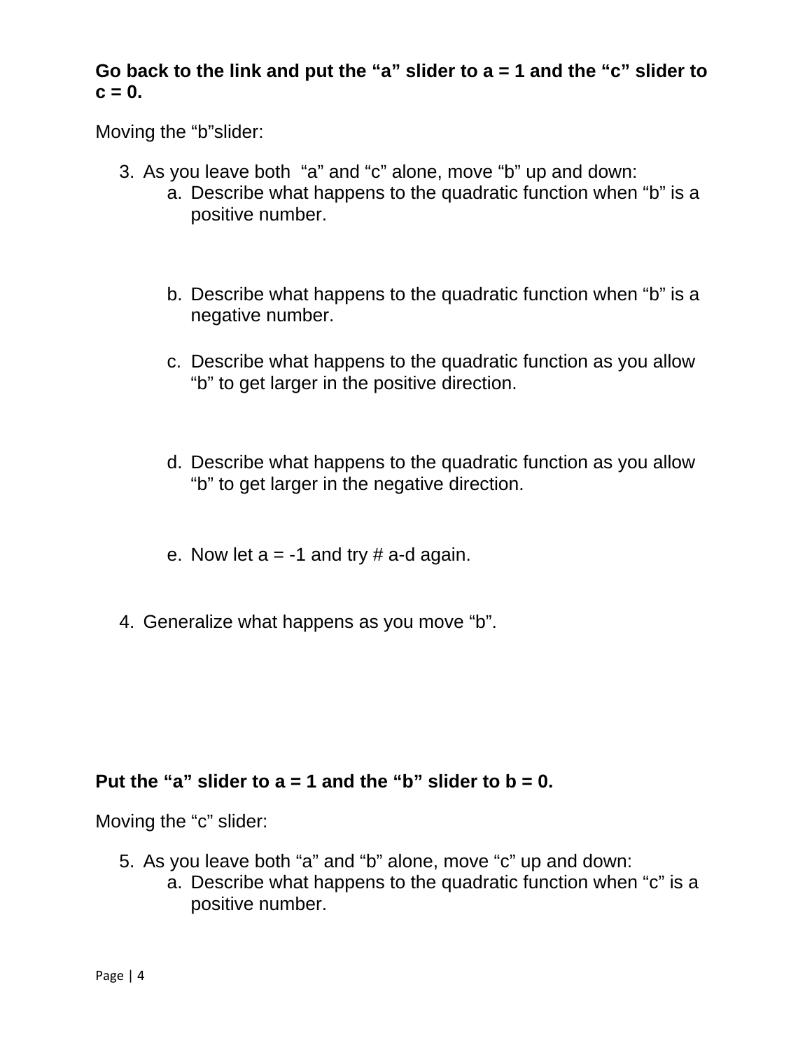**Go back to the link and put the "a" slider to a = 1 and the "c" slider to c = 0.**

Moving the "b"slider:

3. As you leave both "a" and "c" alone, move "b" up and down:
   a. Describe what happens to the quadratic function when "b" is a positive number.

   b. Describe what happens to the quadratic function when "b" is a negative number.

   c. Describe what happens to the quadratic function as you allow "b" to get larger in the positive direction.

   d. Describe what happens to the quadratic function as you allow "b" to get larger in the negative direction.

   e. Now let a = -1 and try # a-d again.

4. Generalize what happens as you move "b".

**Put the "a" slider to a = 1 and the "b" slider to b = 0.**

Moving the "c" slider:

5. As you leave both "a" and "b" alone, move "c" up and down:
   a. Describe what happens to the quadratic function when "c" is a positive number.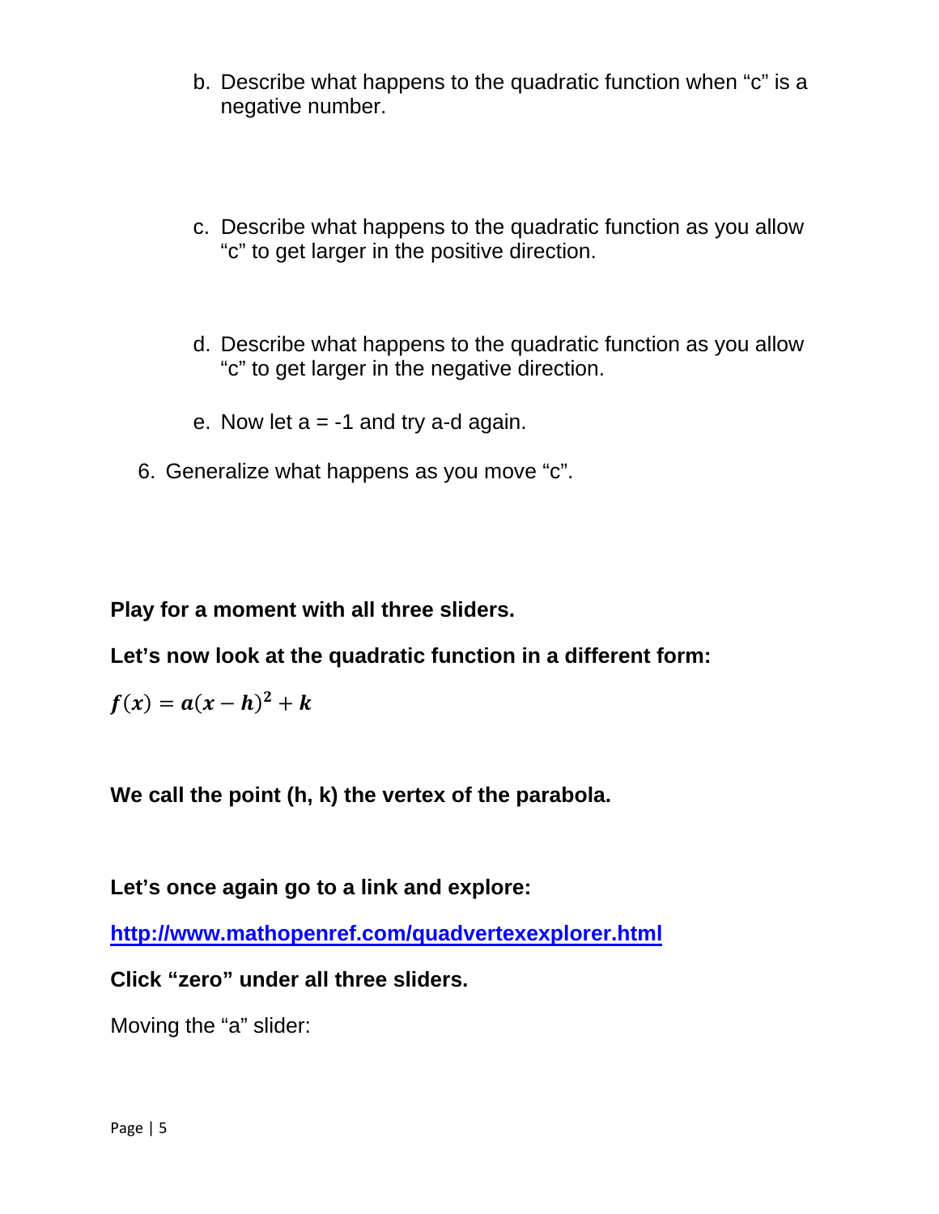b. Describe what happens to the quadratic function when "c" is a negative number.

c. Describe what happens to the quadratic function as you allow "c" to get larger in the positive direction.

d. Describe what happens to the quadratic function as you allow "c" to get larger in the negative direction.

e. Now let a = -1 and try a-d again.

6. Generalize what happens as you move "c".

**Play for a moment with all three sliders.**

**Let's now look at the quadratic function in a different form:**

$$f(x) = a(x-h)^2 + k$$

**We call the point (h, k) the vertex of the parabola.**

**Let's once again go to a link and explore:**

**[http://www.mathopenref.com/quadvertexexplorer.html](http://www.mathopenref.com/quadvertexexplorer.html)**

**Click "zero" under all three sliders.**

Moving the "a" slider: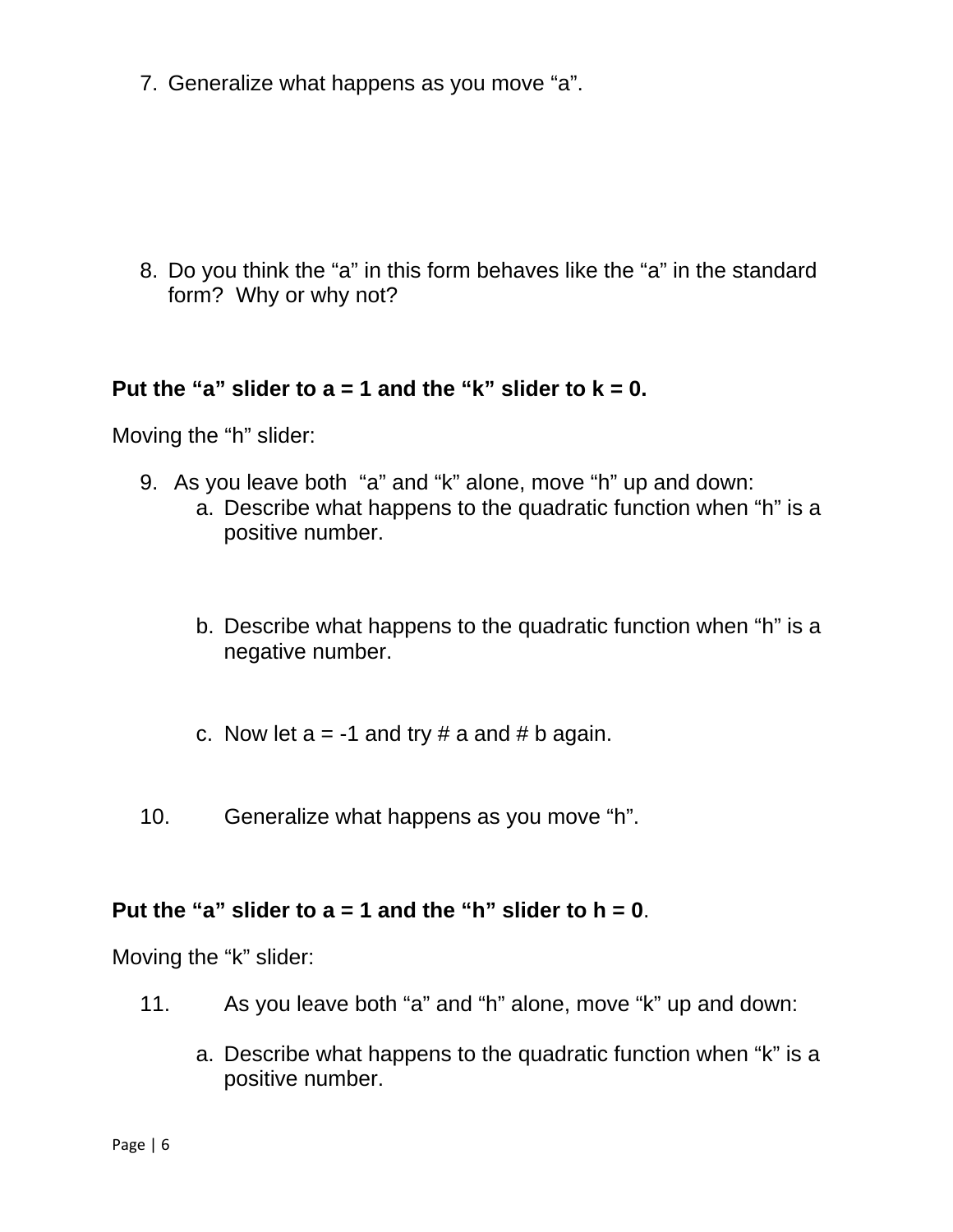7. Generalize what happens as you move "a".

8. Do you think the "a" in this form behaves like the "a" in the standard form? Why or why not?

**Put the "a" slider to a = 1 and the "k" slider to k = 0.**

Moving the "h" slider:

9. As you leave both "a" and "k" alone, move "h" up and down:
   a. Describe what happens to the quadratic function when "h" is a positive number.

   b. Describe what happens to the quadratic function when "h" is a negative number.

   c. Now let a = -1 and try # a and # b again.

10. Generalize what happens as you move "h".

**Put the "a" slider to a = 1 and the "h" slider to h = 0**.

Moving the "k" slider:

11. As you leave both "a" and "h" alone, move "k" up and down:

   a. Describe what happens to the quadratic function when "k" is a positive number.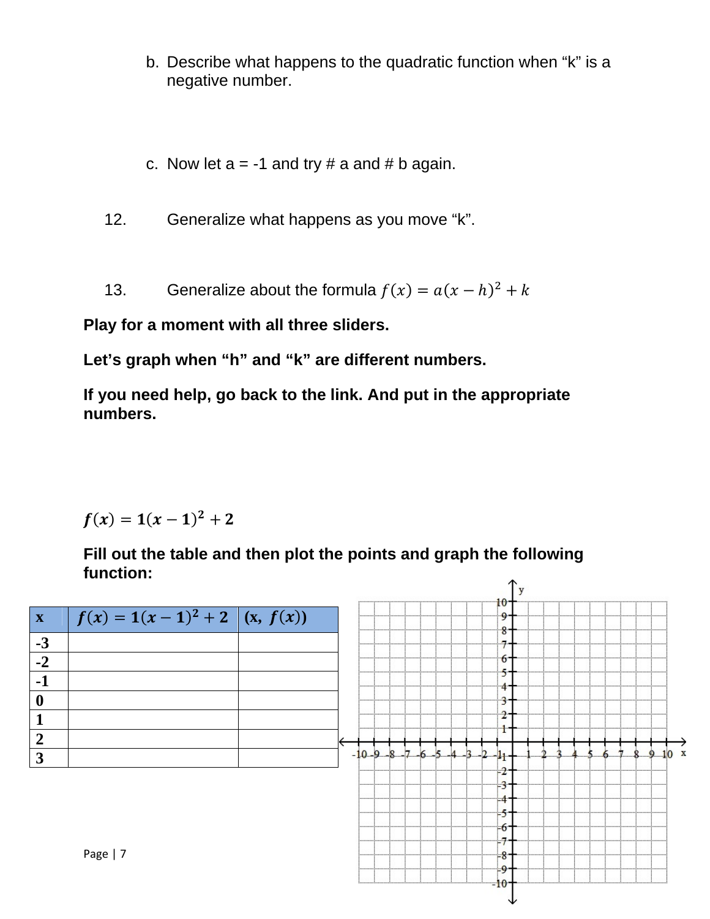b. Describe what happens to the quadratic function when "k" is a negative number.

c. Now let a = -1 and try # a and # b again.

12. Generalize what happens as you move "k".

13. Generalize about the formula $f(x) = a(x-h)^2 + k$

**Play for a moment with all three sliders.**

**Let's graph when "h" and "k" are different numbers.**

**If you need help, go back to the link. And put in the appropriate numbers.**

$$\boldsymbol{f(x) = 1(x-1)^2 + 2}$$

**Fill out the table and then plot the points and graph the following function:**

| x | $f(x) = 1(x-1)^2 + 2$ | $(x,\ f(x))$ |
|---|---|---|
| -3 | | |
| -2 | | |
| -1 | | |
| 0 | | |
| 1 | | |
| 2 | | |
| 3 | | |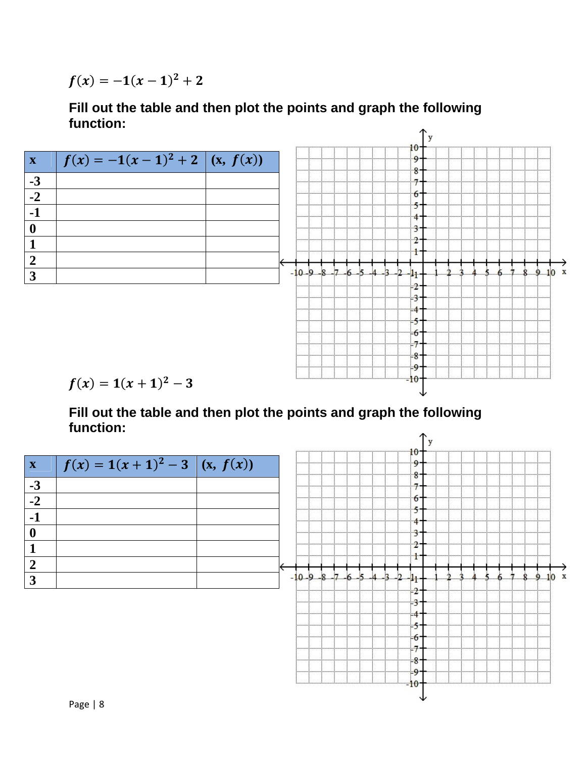$f(x) = -1(x-1)^2 + 2$

**Fill out the table and then plot the points and graph the following function:**

| x | $f(x) = -1(x-1)^2 + 2$ | (x, $f(x)$) |
|---|---|---|
| -3 | | |
| -2 | | |
| -1 | | |
| 0 | | |
| 1 | | |
| 2 | | |
| 3 | | |

$f(x) = 1(x+1)^2 - 3$

**Fill out the table and then plot the points and graph the following function:**

| x | $f(x) = 1(x+1)^2 - 3$ | (x, $f(x)$) |
|---|---|---|
| -3 | | |
| -2 | | |
| -1 | | |
| 0 | | |
| 1 | | |
| 2 | | |
| 3 | | |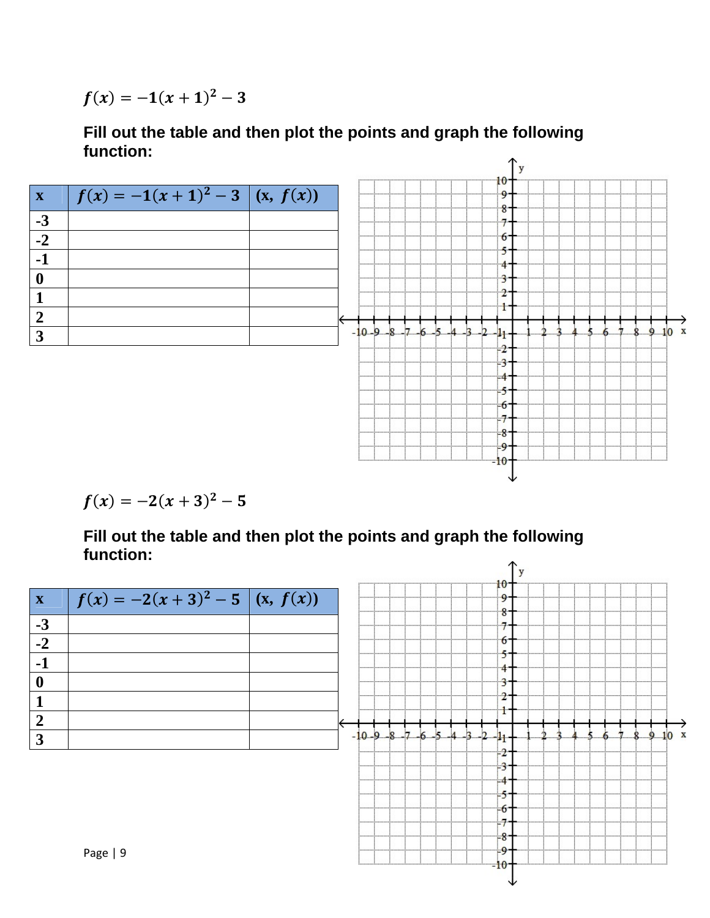$\boldsymbol{f(x) = -1(x+1)^2 - 3}$

**Fill out the table and then plot the points and graph the following function:**

| x | $f(x) = -1(x+1)^2 - 3$ | (x, $f(x)$) |
|---|---|---|
| -3 | | |
| -2 | | |
| -1 | | |
| 0 | | |
| 1 | | |
| 2 | | |
| 3 | | |

y

10
9
8
7
6
5
4
3
2
1
-10 -9 -8 -7 -6 -5 -4 -3 -2 -1 1 2 3 4 5 6 7 8 9 10 x
-1
-2
-3
-4
-5
-6
-7
-8
-9
-10

$\boldsymbol{f(x) = -2(x+3)^2 - 5}$

**Fill out the table and then plot the points and graph the following function:**

| x | $f(x) = -2(x+3)^2 - 5$ | (x, $f(x)$) |
|---|---|---|
| -3 | | |
| -2 | | |
| -1 | | |
| 0 | | |
| 1 | | |
| 2 | | |
| 3 | | |

y

10
9
8
7
6
5
4
3
2
1
-10 -9 -8 -7 -6 -5 -4 -3 -2 -1 1 2 3 4 5 6 7 8 9 10 x
-1
-2
-3
-4
-5
-6
-7
-8
-9
-10